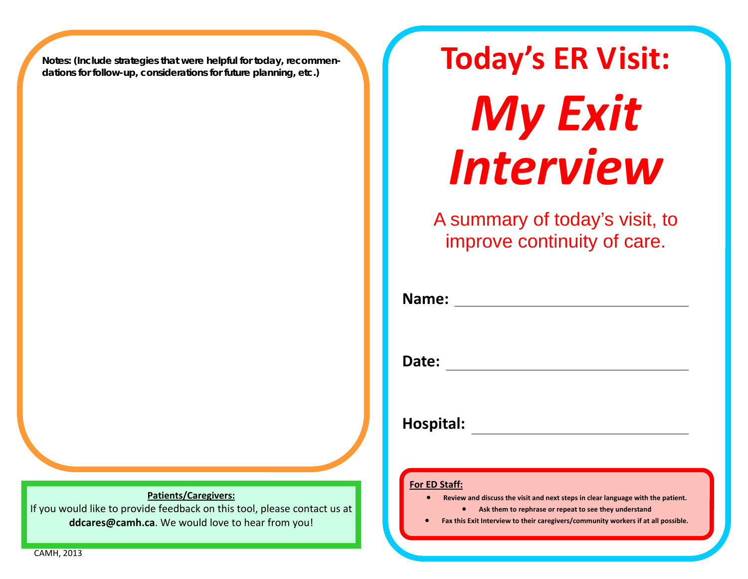**Notes: (Include strategies that were helpful for today, recommendations for follow-up, considerations for future planning, etc.)**

**Patients/Caregivers:**

If you would like to provide feedback on this tool, please contact us at **ddcares@camh.ca**. We would love to hear from you!

CAMH, 2013

# Today's ER Visit:

# *My Exit Interview*

A summary of today's visit, to improve continuity of care.

**Name:** ______________________________

**Date:** ______________________________

**Hospital:** ______________________________

**For ED Staff:**

- Review and discuss the visit and next steps in clear language with the patient.
- Ask them to rephrase or repeat to see they understand
- Fax this Exit Interview to their caregivers/community workers if at all possible.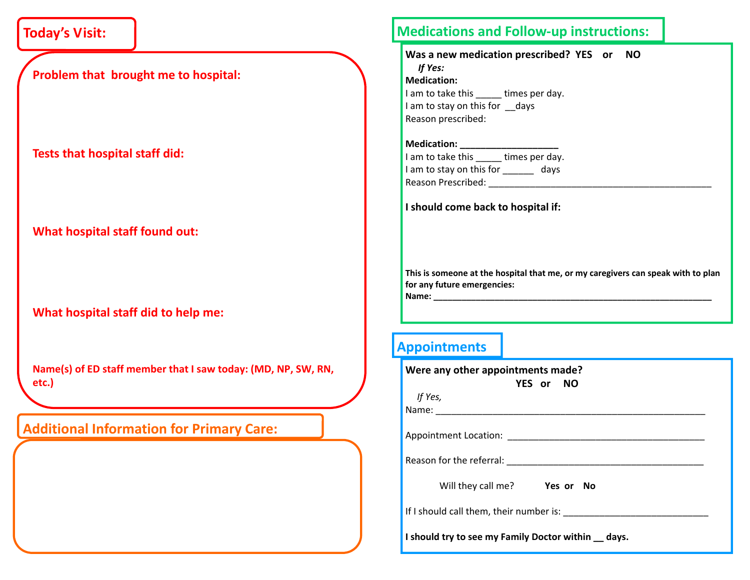## Today's Visit:

**Problem that brought me to hospital:**

**Tests that hospital staff did:**

**What hospital staff found out:**

**What hospital staff did to help me:**

**Name(s) of ED staff member that I saw today: (MD, NP, SW, RN, etc.)**

## Additional Information for Primary Care:

## Medications and Follow-up instructions:

**Was a new medication prescribed? YES or NO**

***If Yes:***

**Medication:**

I am to take this _____ times per day.

I am to stay on this for __days

Reason prescribed:

**Medication: ___________________**

I am to take this _____ times per day.

I am to stay on this for ______ days

Reason Prescribed: ___________________________________________

**I should come back to hospital if:**

**This is someone at the hospital that me, or my caregivers can speak with to plan for any future emergencies:**

**Name: _______________________________________________________**

## Appointments

**Were any other appointments made?**

**YES or NO**

*If Yes,*

Name: ____________________________________________________

Appointment Location: _____________________________________

Reason for the referral: _____________________________________

Will they call me? **Yes or No**

If I should call them, their number is: ____________________________

**I should try to see my Family Doctor within __ days.**